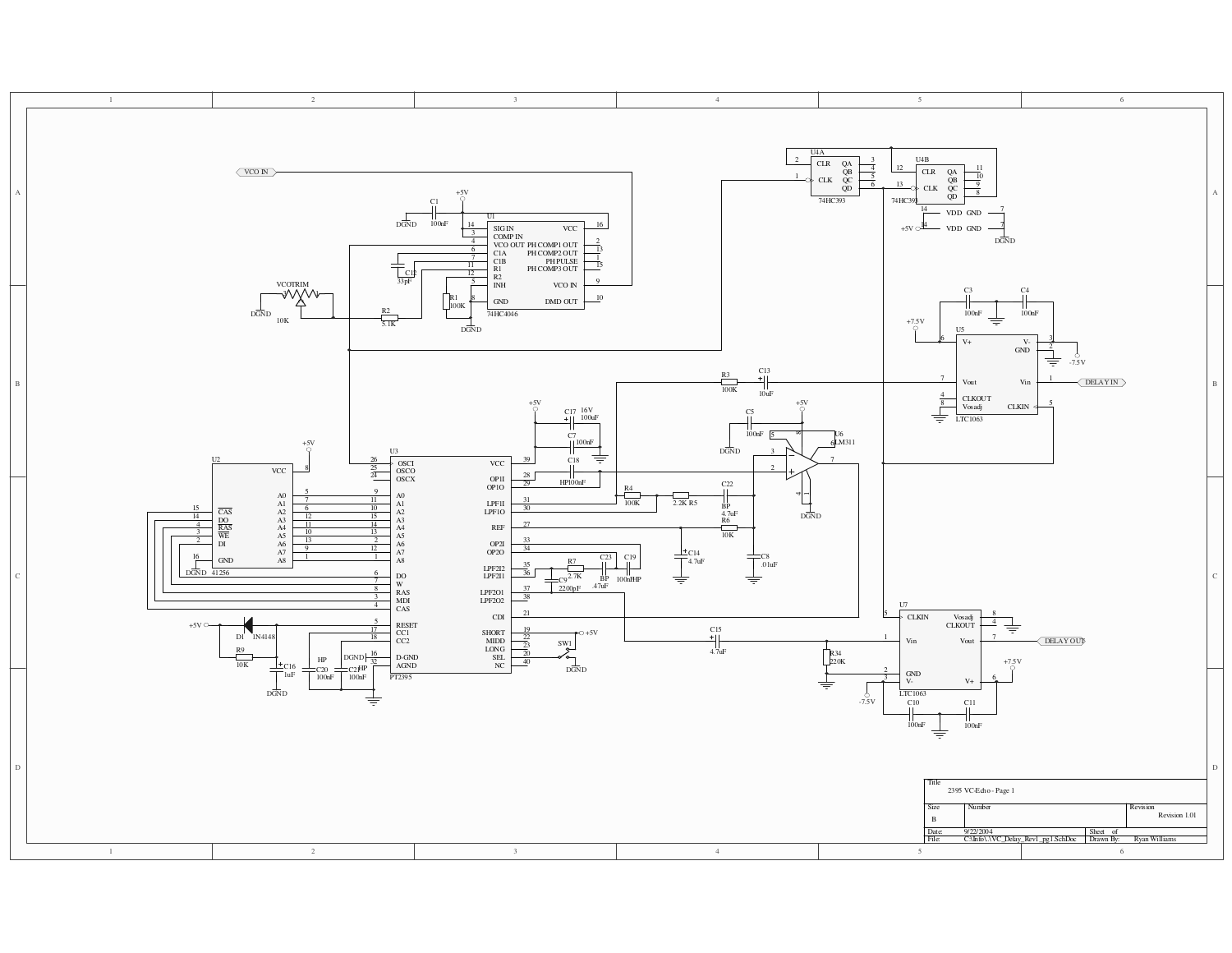| Title | | | |
|---|---|---|---|
| 2395 VC-Echo - Page 1 | | | |
| Size | Number | | Revision |
| B | | | Revision 1.01 |
| Date: | 9/22/2004 | Sheet of | |
| File: | C:\Info\...\VC_Delay_Rev1_pg1.SchDoc | Drawn By: | Ryan Williams |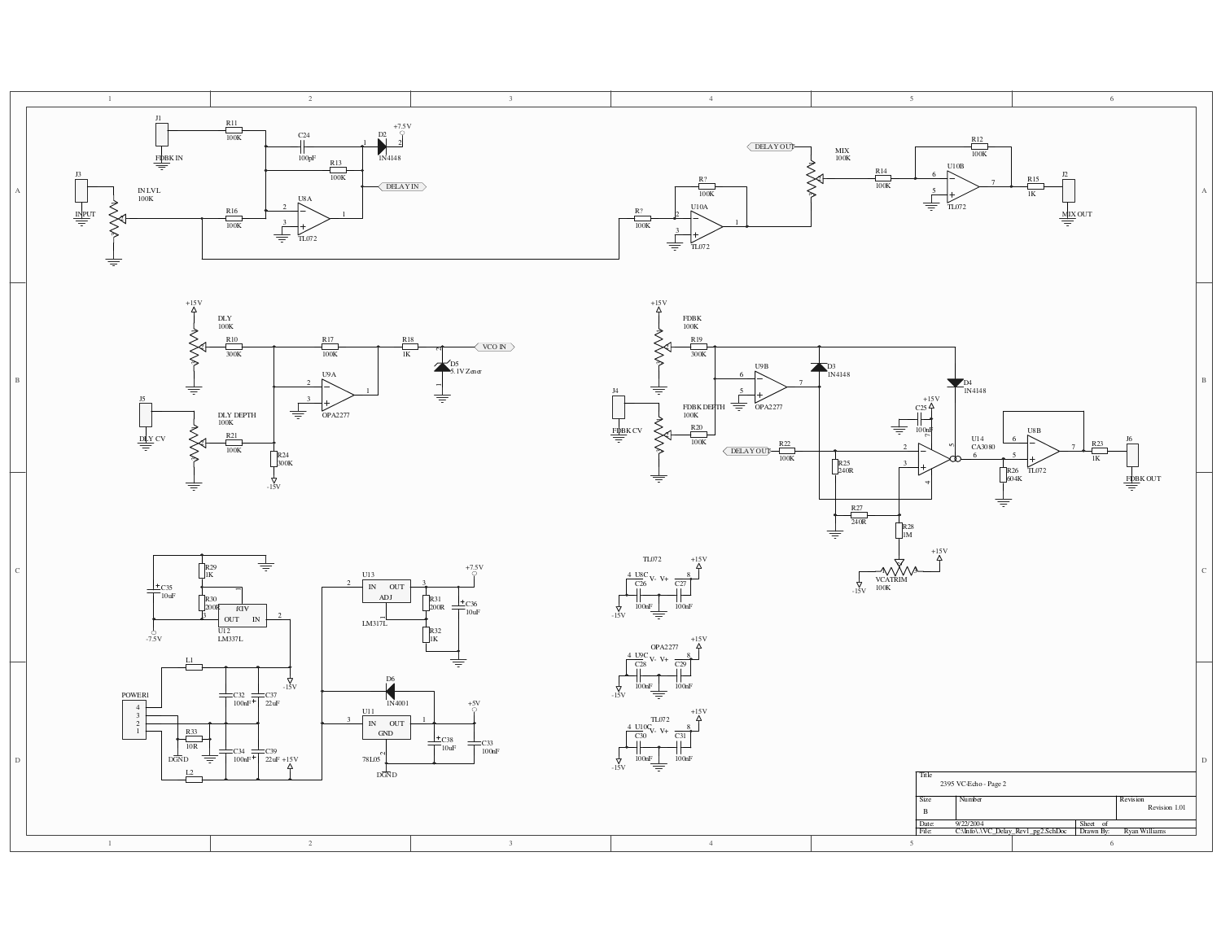J1
FDBK IN
R11
100K
C24
100pF
D2
1N4148
+7.5V
R13
100K
DELAY IN
J3
INPUT
IN LVL
100K
R16
100K
U8A
TL072
DELAY OUT
MIX
100K
R14
100K
R12
100K
U10B
TL072
R15
1K
J2
MIX OUT
R?
100K
R?
100K
U10A
TL072

+15V
DLY
100K
R10
300K
R17
100K
R18
1K
VCO IN
D5
5.1V Zener
U9A
OPA2277
J5
DLY CV
DLY DEPTH
100K
R21
100K
R24
300K
-15V

+15V
FDBK
100K
R19
300K
U9B
OPA2277
D3
1N4148
D4
1N4148
J4
FDBK CV
FDBK DEPTH
100K
R20
100K
DELAY OUT
R22
100K
R25
240R
+15V
C25
100nF
U14
CA3080
R26
604K
U8B
TL072
R23
1K
J6
FDBK OUT
R27
240R
R28
1M
+15V
-15V
VCATRIM
100K

R29
1K
C35
10uF
R30
200R
ADJ
OUT
IN
U12
LM337L
-7.5V
-15V
U13
IN
OUT
ADJ
LM317L
R31
200R
R32
1K
C36
10uF
+7.5V
L1
POWER1
C32
100nF
C37
22uF
R33
10R
DGND
C34
100nF
C39
22uF
+15V
L2
D6
1N4001
U11
IN
OUT
GND
78L05
DGND
C38
10uF
C33
100nF
+5V

TL072
U8C
V- V+
C26
100nF
C27
100nF
+15V
-15V

OPA2277
U9C
V- V+
C28
100nF
C29
100nF
+15V
-15V

TL072
U10C
V- V+
C30
100nF
C31
100nF
+15V
-15V

| | | |
|---|---|---|
| Title: 2395 VC-Echo - Page 2 | | |
| Size: B | Number | Revision: Revision 1.01 |
| Date: 9/22/2004 | | Sheet of |
| File: C:\Into\..\VC_Delay_Rev1_pg2.SchDoc | | Drawn By: Ryan Williams |